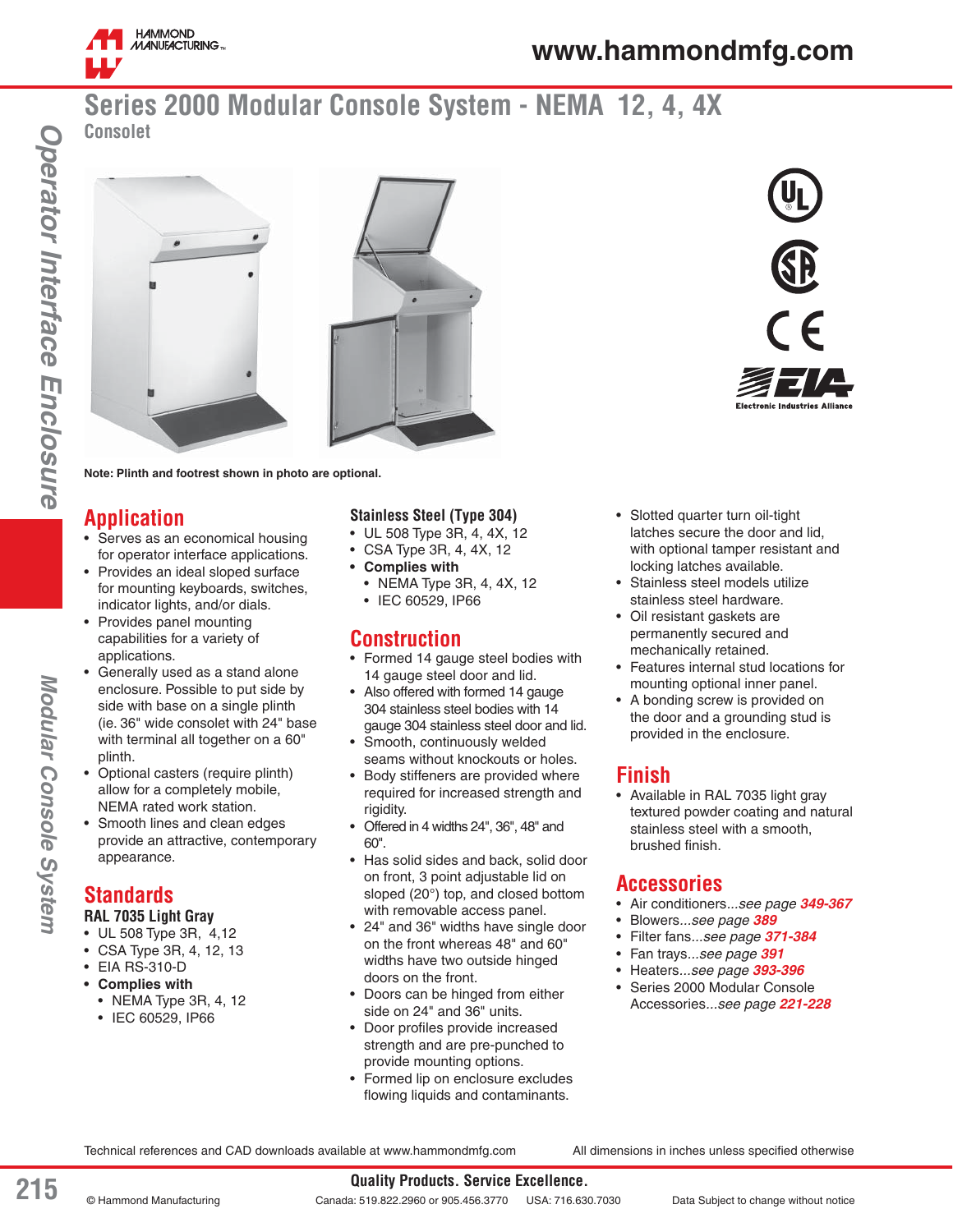# Series 2000 Modular Console System - NEMA 12, 4, 4X

## Consolet

Note: Plinth and footrest shown in photo are optional.

## Application

- Serves as an economical housing for operator interface applications.
- Provides an ideal sloped surface for mounting keyboards, switches, indicator lights, and/or dials.
- Provides panel mounting capabilities for a variety of applications.
- Generally used as a stand alone enclosure. Possible to put side by side with base on a single plinth (ie. 36" wide consolet with 24" base with terminal all together on a 60" plinth.
- Optional casters (require plinth) allow for a completely mobile, NEMA rated work station.
- Smooth lines and clean edges provide an attractive, contemporary appearance.

## Standards

### RAL 7035 Light Gray

- UL 508 Type 3R, 4,12
- CSA Type 3R, 4, 12, 13
- EIA RS-310-D
- **Complies with**
  - NEMA Type 3R, 4, 12
  - IEC 60529, IP66

### Stainless Steel (Type 304)

- UL 508 Type 3R, 4, 4X, 12
- CSA Type 3R, 4, 4X, 12
- **Complies with**
  - NEMA Type 3R, 4, 4X, 12
  - IEC 60529, IP66

## Construction

- Formed 14 gauge steel bodies with 14 gauge steel door and lid.
- Also offered with formed 14 gauge 304 stainless steel bodies with 14 gauge 304 stainless steel door and lid.
- Smooth, continuously welded seams without knockouts or holes.
- Body stiffeners are provided where required for increased strength and rigidity.
- Offered in 4 widths 24", 36", 48" and 60".
- Has solid sides and back, solid door on front, 3 point adjustable lid on sloped (20°) top, and closed bottom with removable access panel.
- 24" and 36" widths have single door on the front whereas 48" and 60" widths have two outside hinged doors on the front.
- Doors can be hinged from either side on 24" and 36" units.
- Door profiles provide increased strength and are pre-punched to provide mounting options.
- Formed lip on enclosure excludes flowing liquids and contaminants.
- Slotted quarter turn oil-tight latches secure the door and lid, with optional tamper resistant and locking latches available.
- Stainless steel models utilize stainless steel hardware.
- Oil resistant gaskets are permanently secured and mechanically retained.
- Features internal stud locations for mounting optional inner panel.
- A bonding screw is provided on the door and a grounding stud is provided in the enclosure.

## Finish

- Available in RAL 7035 light gray textured powder coating and natural stainless steel with a smooth, brushed finish.

## Accessories

- Air conditioners*...see page* ***349-367***
- Blowers*...see page* ***389***
- Filter fans*...see page* ***371-384***
- Fan trays*...see page* ***391***
- Heaters*...see page* ***393-396***
- Series 2000 Modular Console Accessories*...see page* ***221-228***

Technical references and CAD downloads available at www.hammondmfg.com

All dimensions in inches unless specified otherwise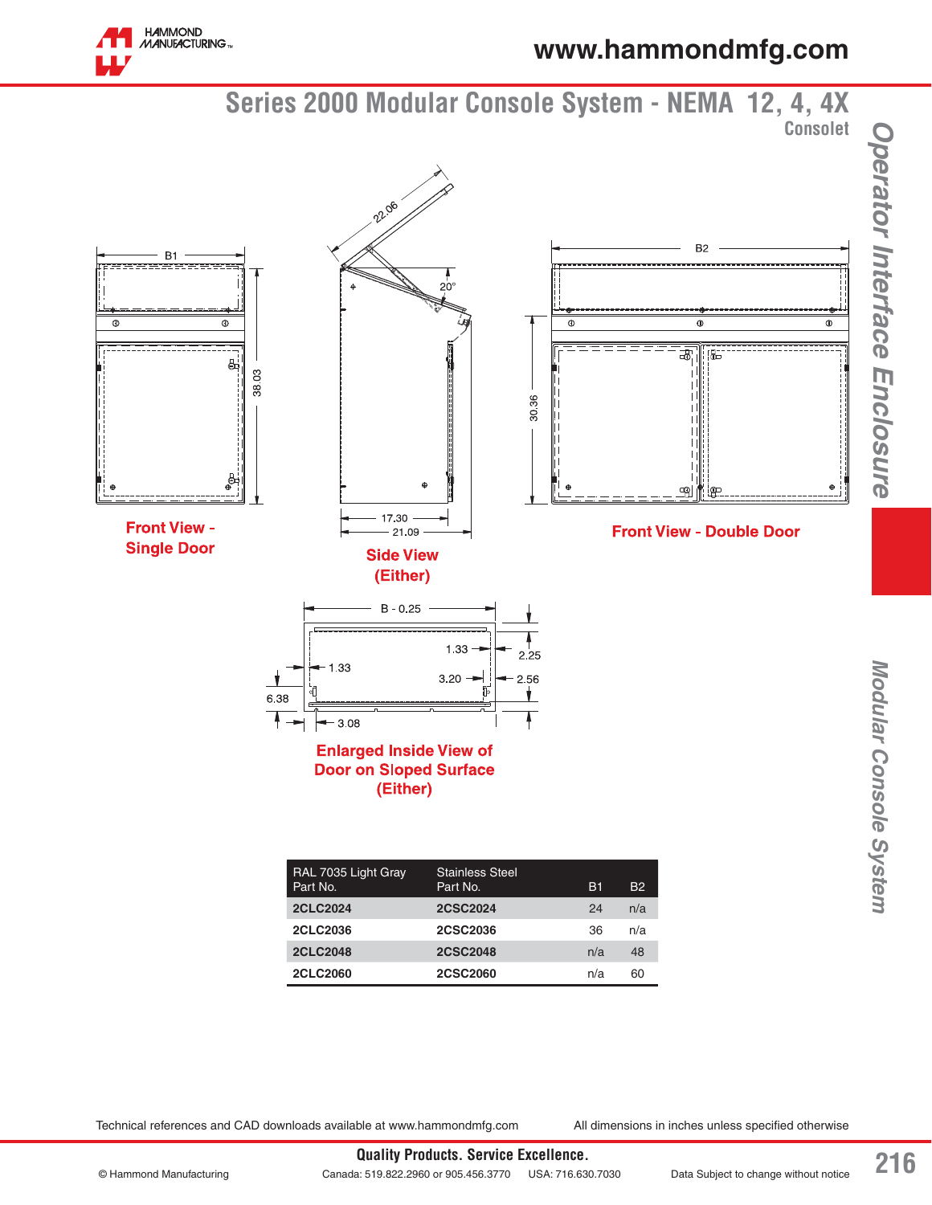# Series 2000 Modular Console System - NEMA 12, 4, 4X

## Consolet

B1

38.03

**Front View - Single Door**

22.06

20°

17.30

21.09

**Side View (Either)**

B2

30.36

**Front View - Double Door**

B - 0.25

1.33

2.25

1.33

3.20

2.56

6.38

3.08

**Enlarged Inside View of Door on Sloped Surface (Either)**

| RAL 7035 Light Gray Part No. | Stainless Steel Part No. | B1 | B2 |
|---|---|---|---|
| **2CLC2024** | **2CSC2024** | 24 | n/a |
| **2CLC2036** | **2CSC2036** | 36 | n/a |
| **2CLC2048** | **2CSC2048** | n/a | 48 |
| **2CLC2060** | **2CSC2060** | n/a | 60 |

Technical references and CAD downloads available at www.hammondmfg.com

All dimensions in inches unless specified otherwise